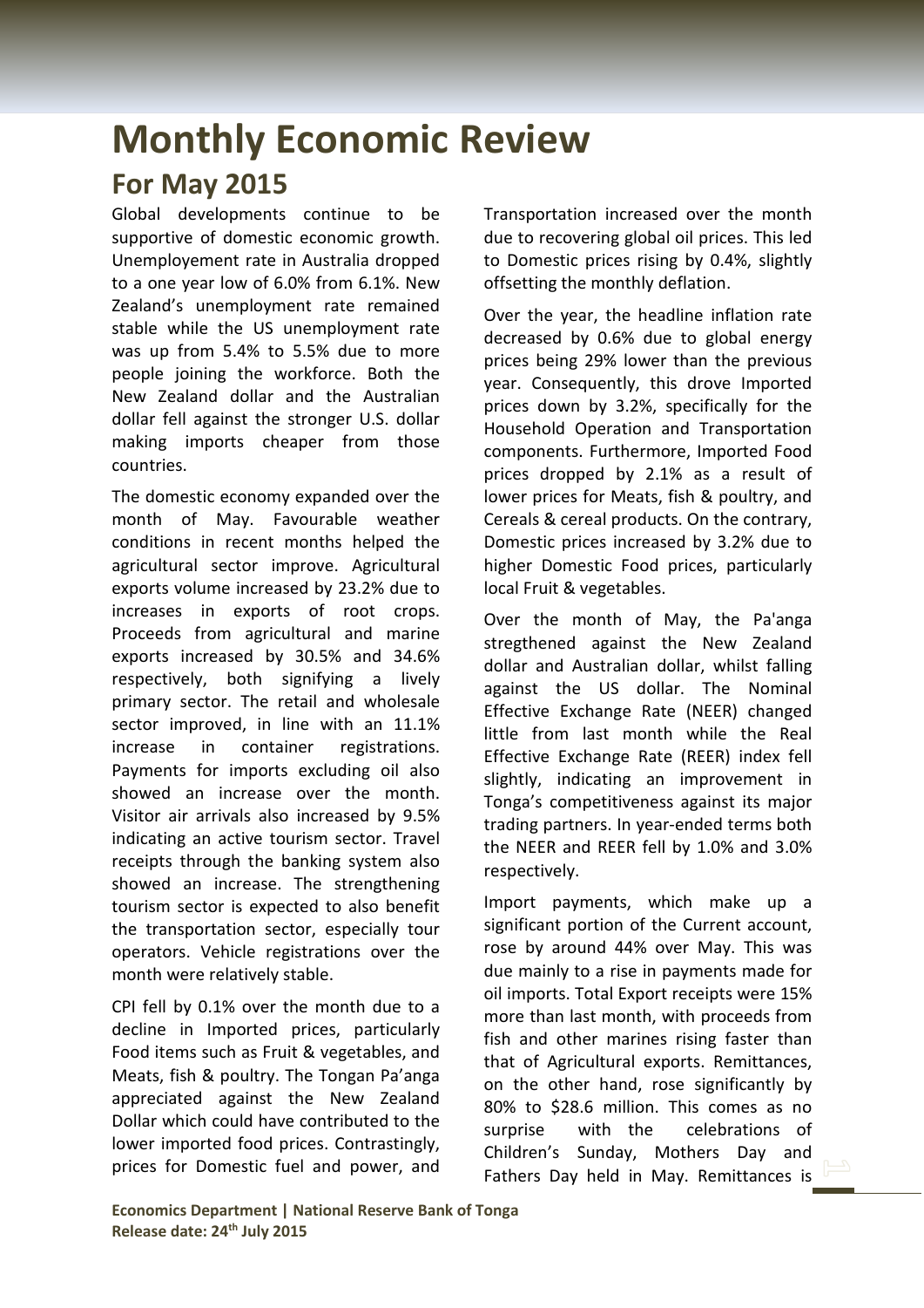# Monthly Economic Review

## For May 2015

Global developments continue to be supportive of domestic economic growth. Unemployement rate in Australia dropped to a one year low of 6.0% from 6.1%. New Zealand's unemployment rate remained stable while the US unemployment rate was up from 5.4% to 5.5% due to more people joining the workforce. Both the New Zealand dollar and the Australian dollar fell against the stronger U.S. dollar making imports cheaper from those countries.

The domestic economy expanded over the month of May. Favourable weather conditions in recent months helped the agricultural sector improve. Agricultural exports volume increased by 23.2% due to increases in exports of root crops. Proceeds from agricultural and marine exports increased by 30.5% and 34.6% respectively, both signifying a lively primary sector. The retail and wholesale sector improved, in line with an 11.1% increase in container registrations. Payments for imports excluding oil also showed an increase over the month. Visitor air arrivals also increased by 9.5% indicating an active tourism sector. Travel receipts through the banking system also showed an increase. The strengthening tourism sector is expected to also benefit the transportation sector, especially tour operators. Vehicle registrations over the month were relatively stable.

CPI fell by 0.1% over the month due to a decline in Imported prices, particularly Food items such as Fruit & vegetables, and Meats, fish & poultry. The Tongan Pa'anga appreciated against the New Zealand Dollar which could have contributed to the lower imported food prices. Contrastingly, prices for Domestic fuel and power, and Transportation increased over the month due to recovering global oil prices. This led to Domestic prices rising by 0.4%, slightly offsetting the monthly deflation.

Over the year, the headline inflation rate decreased by 0.6% due to global energy prices being 29% lower than the previous year. Consequently, this drove Imported prices down by 3.2%, specifically for the Household Operation and Transportation components. Furthermore, Imported Food prices dropped by 2.1% as a result of lower prices for Meats, fish & poultry, and Cereals & cereal products. On the contrary, Domestic prices increased by 3.2% due to higher Domestic Food prices, particularly local Fruit & vegetables.

Over the month of May, the Pa'anga stregthened against the New Zealand dollar and Australian dollar, whilst falling against the US dollar. The Nominal Effective Exchange Rate (NEER) changed little from last month while the Real Effective Exchange Rate (REER) index fell slightly, indicating an improvement in Tonga's competitiveness against its major trading partners. In year-ended terms both the NEER and REER fell by 1.0% and 3.0% respectively.

Import payments, which make up a significant portion of the Current account, rose by around 44% over May. This was due mainly to a rise in payments made for oil imports. Total Export receipts were 15% more than last month, with proceeds from fish and other marines rising faster than that of Agricultural exports. Remittances, on the other hand, rose significantly by 80% to $28.6 million. This comes as no surprise with the celebrations of Children's Sunday, Mothers Day and Fathers Day held in May. Remittances is

**Economics Department | National Reserve Bank of Tonga**
**Release date: 24th July 2015**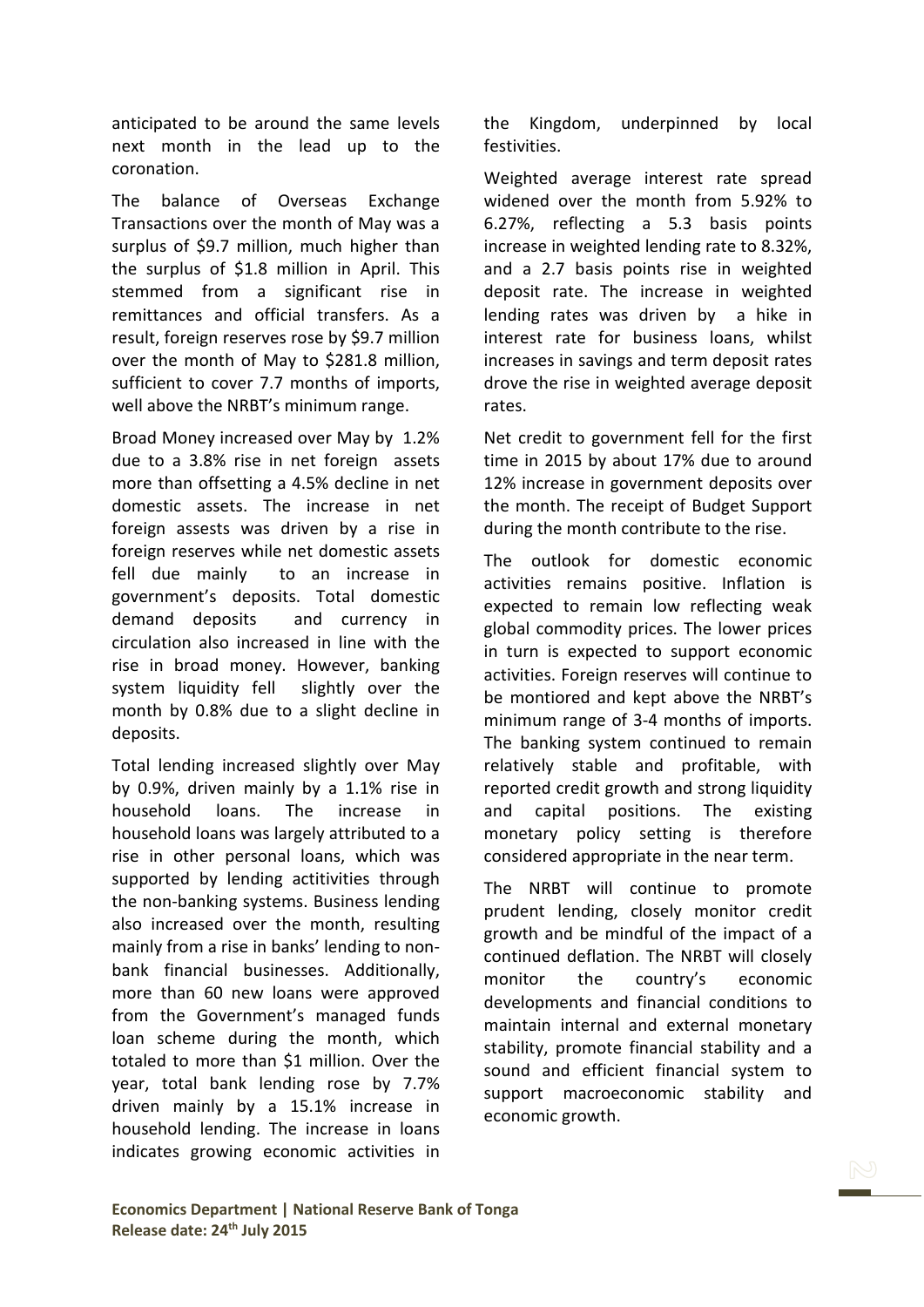anticipated to be around the same levels next month in the lead up to the coronation.

The balance of Overseas Exchange Transactions over the month of May was a surplus of $9.7 million, much higher than the surplus of $1.8 million in April. This stemmed from a significant rise in remittances and official transfers. As a result, foreign reserves rose by $9.7 million over the month of May to $281.8 million, sufficient to cover 7.7 months of imports, well above the NRBT's minimum range.

Broad Money increased over May by 1.2% due to a 3.8% rise in net foreign assets more than offsetting a 4.5% decline in net domestic assets. The increase in net foreign assests was driven by a rise in foreign reserves while net domestic assets fell due mainly to an increase in government's deposits. Total domestic demand deposits and currency in circulation also increased in line with the rise in broad money. However, banking system liquidity fell slightly over the month by 0.8% due to a slight decline in deposits.

Total lending increased slightly over May by 0.9%, driven mainly by a 1.1% rise in household loans. The increase in household loans was largely attributed to a rise in other personal loans, which was supported by lending actitivities through the non-banking systems. Business lending also increased over the month, resulting mainly from a rise in banks' lending to non-bank financial businesses. Additionally, more than 60 new loans were approved from the Government's managed funds loan scheme during the month, which totaled to more than $1 million. Over the year, total bank lending rose by 7.7% driven mainly by a 15.1% increase in household lending. The increase in loans indicates growing economic activities in the Kingdom, underpinned by local festivities.

Weighted average interest rate spread widened over the month from 5.92% to 6.27%, reflecting a 5.3 basis points increase in weighted lending rate to 8.32%, and a 2.7 basis points rise in weighted deposit rate. The increase in weighted lending rates was driven by a hike in interest rate for business loans, whilst increases in savings and term deposit rates drove the rise in weighted average deposit rates.

Net credit to government fell for the first time in 2015 by about 17% due to around 12% increase in government deposits over the month. The receipt of Budget Support during the month contribute to the rise.

The outlook for domestic economic activities remains positive. Inflation is expected to remain low reflecting weak global commodity prices. The lower prices in turn is expected to support economic activities. Foreign reserves will continue to be montiored and kept above the NRBT's minimum range of 3-4 months of imports. The banking system continued to remain relatively stable and profitable, with reported credit growth and strong liquidity and capital positions. The existing monetary policy setting is therefore considered appropriate in the near term.

The NRBT will continue to promote prudent lending, closely monitor credit growth and be mindful of the impact of a continued deflation. The NRBT will closely monitor the country's economic developments and financial conditions to maintain internal and external monetary stability, promote financial stability and a sound and efficient financial system to support macroeconomic stability and economic growth.

**Economics Department | National Reserve Bank of Tonga**
**Release date: 24th July 2015**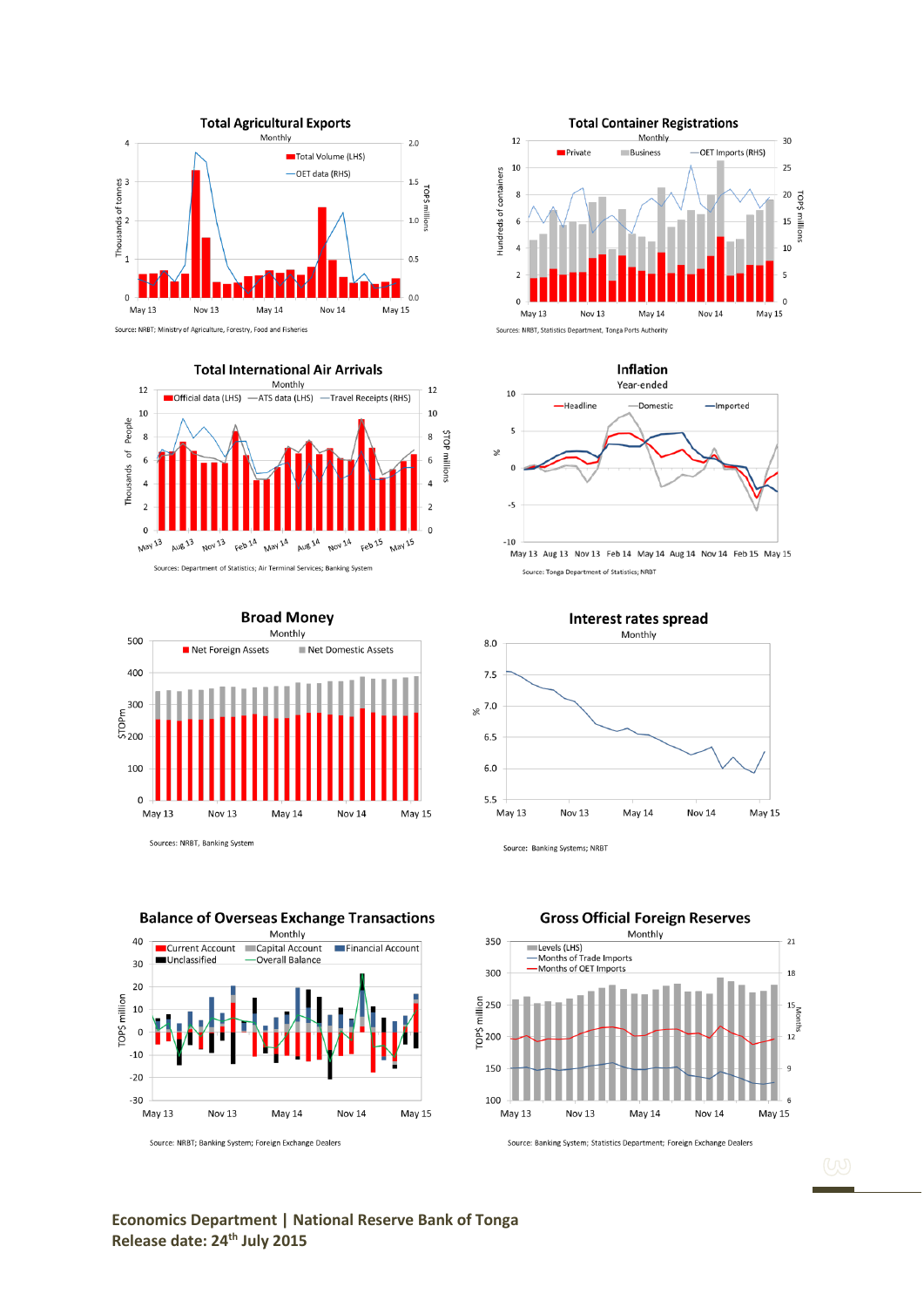## Total Agricultural Exports

Monthly

Total Volume (LHS)
OET data (RHS)

Thousands of tonnes
TOP$ millions

4
3
2
1
0

2.0
1.5
1.0
0.5
0.0

May 13 Nov 13 May 14 Nov 14 May 15

Source: NRBT; Ministry of Agriculture, Forestry, Food and Fisheries

## Total Container Registrations

Monthly

Private
Business
OET Imports (RHS)

Hundreds of containers
TOP$ millions

12
10
8
6
4
2
0

30
25
20
15
10
5
0

May 13 Nov 13 May 14 Nov 14 May 15

Sources: NRBT, Statistics Department, Tonga Ports Authority

## Total International Air Arrivals

Monthly

Official data (LHS)
ATS data (LHS)
Travel Receipts (RHS)

Thousands of People
$TOP millions

12
10
8
6
4
2
0

May 13 Aug 13 Nov 13 Feb 14 May 14 Aug 14 Nov 14 Feb 15 May 15

Sources: Department of Statistics; Air Terminal Services; Banking System

## Inflation

Year-ended

Headline
Domestic
Imported

%

10
5
0
-5
-10

May 13 Aug 13 Nov 13 Feb 14 May 14 Aug 14 Nov 14 Feb 15 May 15

Source: Tonga Department of Statistics; NRBT

## Broad Money

Monthly

Net Foreign Assets
Net Domestic Assets

$TOPm

500
400
300
200
100
0

May 13 Nov 13 May 14 Nov 14 May 15

Sources: NRBT, Banking System

## Interest rates spread

Monthly

%

8.0
7.5
7.0
6.5
6.0
5.5

May 13 Nov 13 May 14 Nov 14 May 15

Source: Banking Systems; NRBT

## Balance of Overseas Exchange Transactions

Monthly

Current Account
Capital Account
Financial Account
Unclassified
Overall Balance

TOP$ million

40
30
20
10
0
-10
-20
-30

May 13 Nov 13 May 14 Nov 14 May 15

Source: NRBT; Banking System; Foreign Exchange Dealers

## Gross Official Foreign Reserves

Monthly

Levels (LHS)
Months of Trade Imports
Months of OET Imports

TOP$ million
Months

350
300
250
200
150
100

21
18
15
12
9
6

May 13 Nov 13 May 14 Nov 14 May 15

Source: Banking System; Statistics Department; Foreign Exchange Dealers

**Economics Department | National Reserve Bank of Tonga**
**Release date: 24th July 2015**